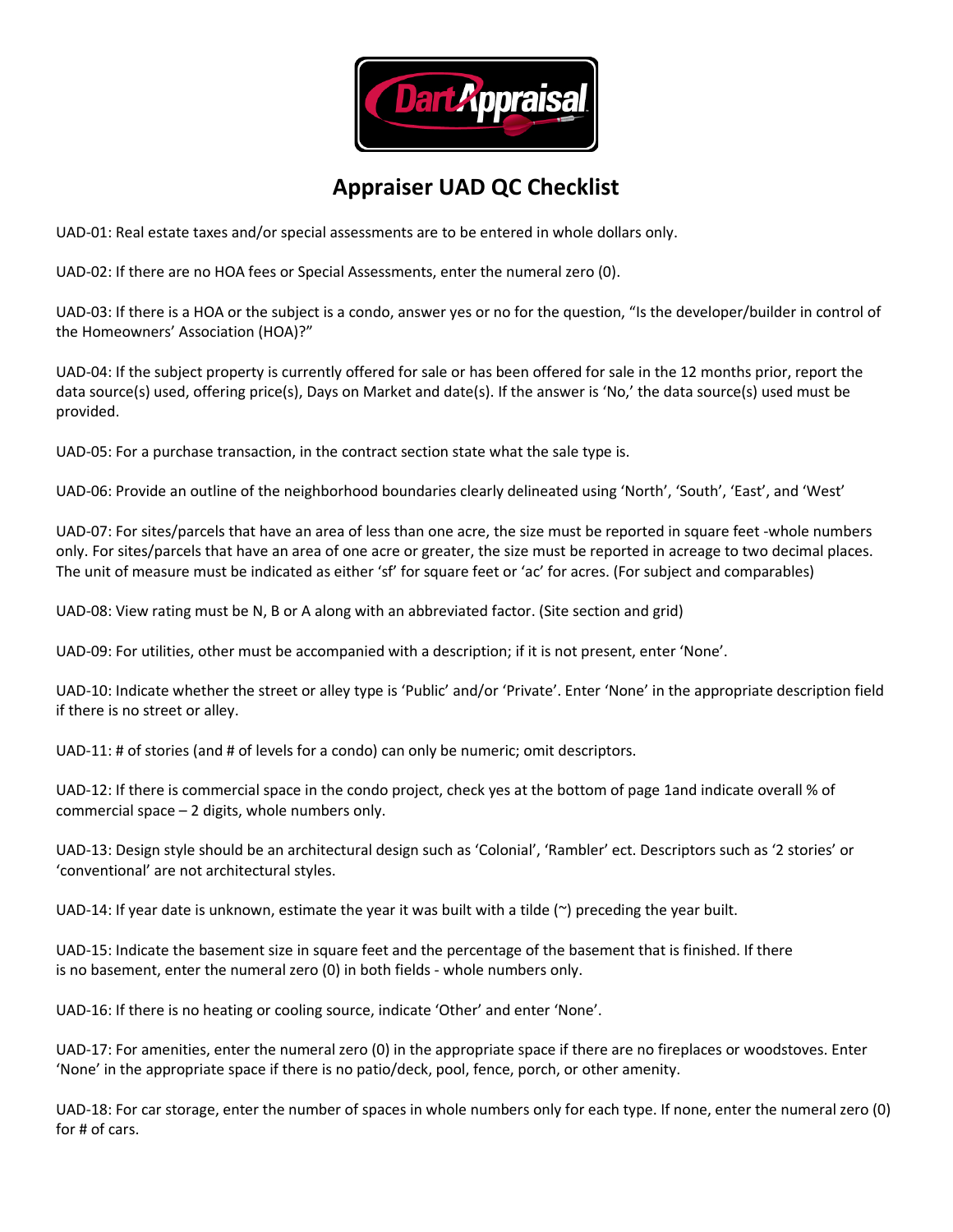# Appraiser UAD QC Checklist

UAD-01: Real estate taxes and/or special assessments are to be entered in whole dollars only.

UAD-02: If there are no HOA fees or Special Assessments, enter the numeral zero (0).

UAD-03: If there is a HOA or the subject is a condo, answer yes or no for the question, "Is the developer/builder in control of the Homeowners' Association (HOA)?"

UAD-04: If the subject property is currently offered for sale or has been offered for sale in the 12 months prior, report the data source(s) used, offering price(s), Days on Market and date(s). If the answer is 'No,' the data source(s) used must be provided.

UAD-05: For a purchase transaction, in the contract section state what the sale type is.

UAD-06: Provide an outline of the neighborhood boundaries clearly delineated using 'North', 'South', 'East', and 'West'

UAD-07: For sites/parcels that have an area of less than one acre, the size must be reported in square feet -whole numbers only. For sites/parcels that have an area of one acre or greater, the size must be reported in acreage to two decimal places. The unit of measure must be indicated as either 'sf' for square feet or 'ac' for acres. (For subject and comparables)

UAD-08: View rating must be N, B or A along with an abbreviated factor. (Site section and grid)

UAD-09: For utilities, other must be accompanied with a description; if it is not present, enter 'None'.

UAD-10: Indicate whether the street or alley type is 'Public' and/or 'Private'. Enter 'None' in the appropriate description field if there is no street or alley.

UAD-11: # of stories (and # of levels for a condo) can only be numeric; omit descriptors.

UAD-12: If there is commercial space in the condo project, check yes at the bottom of page 1and indicate overall % of commercial space – 2 digits, whole numbers only.

UAD-13: Design style should be an architectural design such as 'Colonial', 'Rambler' ect. Descriptors such as '2 stories' or 'conventional' are not architectural styles.

UAD-14: If year date is unknown, estimate the year it was built with a tilde (~) preceding the year built.

UAD-15: Indicate the basement size in square feet and the percentage of the basement that is finished. If there is no basement, enter the numeral zero (0) in both fields - whole numbers only.

UAD-16: If there is no heating or cooling source, indicate 'Other' and enter 'None'.

UAD-17: For amenities, enter the numeral zero (0) in the appropriate space if there are no fireplaces or woodstoves. Enter 'None' in the appropriate space if there is no patio/deck, pool, fence, porch, or other amenity.

UAD-18: For car storage, enter the number of spaces in whole numbers only for each type. If none, enter the numeral zero (0) for # of cars.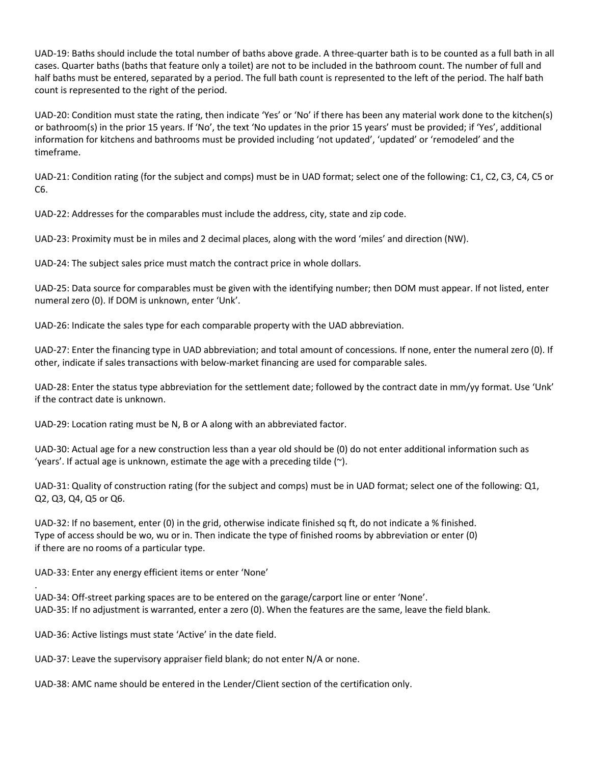UAD-19: Baths should include the total number of baths above grade. A three-quarter bath is to be counted as a full bath in all cases. Quarter baths (baths that feature only a toilet) are not to be included in the bathroom count. The number of full and half baths must be entered, separated by a period. The full bath count is represented to the left of the period. The half bath count is represented to the right of the period.

UAD-20: Condition must state the rating, then indicate 'Yes' or 'No' if there has been any material work done to the kitchen(s) or bathroom(s) in the prior 15 years. If 'No', the text 'No updates in the prior 15 years' must be provided; if 'Yes', additional information for kitchens and bathrooms must be provided including 'not updated', 'updated' or 'remodeled' and the timeframe.

UAD-21: Condition rating (for the subject and comps) must be in UAD format; select one of the following: C1, C2, C3, C4, C5 or C6.

UAD-22: Addresses for the comparables must include the address, city, state and zip code.

UAD-23: Proximity must be in miles and 2 decimal places, along with the word 'miles' and direction (NW).

UAD-24: The subject sales price must match the contract price in whole dollars.

UAD-25: Data source for comparables must be given with the identifying number; then DOM must appear. If not listed, enter numeral zero (0). If DOM is unknown, enter 'Unk'.

UAD-26: Indicate the sales type for each comparable property with the UAD abbreviation.

UAD-27: Enter the financing type in UAD abbreviation; and total amount of concessions. If none, enter the numeral zero (0). If other, indicate if sales transactions with below-market financing are used for comparable sales.

UAD-28: Enter the status type abbreviation for the settlement date; followed by the contract date in mm/yy format. Use 'Unk' if the contract date is unknown.

UAD-29: Location rating must be N, B or A along with an abbreviated factor.

UAD-30: Actual age for a new construction less than a year old should be (0) do not enter additional information such as 'years'. If actual age is unknown, estimate the age with a preceding tilde (~).

UAD-31: Quality of construction rating (for the subject and comps) must be in UAD format; select one of the following: Q1, Q2, Q3, Q4, Q5 or Q6.

UAD-32: If no basement, enter (0) in the grid, otherwise indicate finished sq ft, do not indicate a % finished. Type of access should be wo, wu or in. Then indicate the type of finished rooms by abbreviation or enter (0) if there are no rooms of a particular type.

UAD-33: Enter any energy efficient items or enter 'None'

.

UAD-34: Off-street parking spaces are to be entered on the garage/carport line or enter 'None'.

UAD-35: If no adjustment is warranted, enter a zero (0). When the features are the same, leave the field blank.

UAD-36: Active listings must state 'Active' in the date field.

UAD-37: Leave the supervisory appraiser field blank; do not enter N/A or none.

UAD-38: AMC name should be entered in the Lender/Client section of the certification only.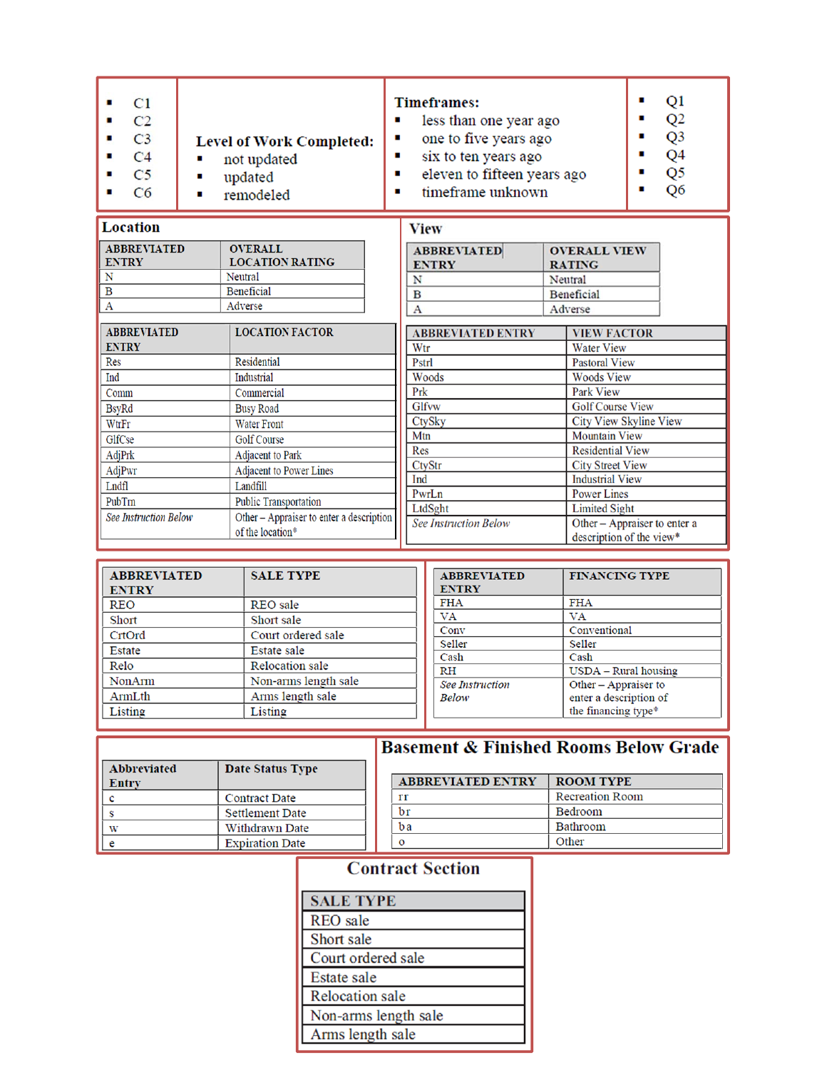- C1
- C2
- C3
- C4
- C5
- C6

**Level of Work Completed:**

- not updated
- updated
- remodeled

**Timeframes:**

- less than one year ago
- one to five years ago
- six to ten years ago
- eleven to fifteen years ago
- timeframe unknown

- Q1
- Q2
- Q3
- Q4
- Q5
- Q6

## Location

| ABBREVIATED ENTRY | OVERALL LOCATION RATING |
|---|---|
| N | Neutral |
| B | Beneficial |
| A | Adverse |

| ABBREVIATED ENTRY | LOCATION FACTOR |
|---|---|
| Res | Residential |
| Ind | Industrial |
| Comm | Commercial |
| BsyRd | Busy Road |
| WtrFr | Water Front |
| GlfCse | Golf Course |
| AdjPrk | Adjacent to Park |
| AdjPwr | Adjacent to Power Lines |
| Lndfl | Landfill |
| PubTrn | Public Transportation |
| *See Instruction Below* | Other – Appraiser to enter a description of the location* |

## View

| ABBREVIATED ENTRY | OVERALL VIEW RATING |
|---|---|
| N | Neutral |
| B | Beneficial |
| A | Adverse |

| ABBREVIATED ENTRY | VIEW FACTOR |
|---|---|
| Wtr | Water View |
| Pstrl | Pastoral View |
| Woods | Woods View |
| Prk | Park View |
| Glfvw | Golf Course View |
| CtySky | City View Skyline View |
| Mtn | Mountain View |
| Res | Residential View |
| CtyStr | City Street View |
| Ind | Industrial View |
| PwrLn | Power Lines |
| LtdSght | Limited Sight |
| *See Instruction Below* | Other – Appraiser to enter a description of the view* |

| ABBREVIATED ENTRY | SALE TYPE |
|---|---|
| REO | REO sale |
| Short | Short sale |
| CrtOrd | Court ordered sale |
| Estate | Estate sale |
| Relo | Relocation sale |
| NonArm | Non-arms length sale |
| ArmLth | Arms length sale |
| Listing | Listing |

| ABBREVIATED ENTRY | FINANCING TYPE |
|---|---|
| FHA | FHA |
| VA | VA |
| Conv | Conventional |
| Seller | Seller |
| Cash | Cash |
| RH | USDA – Rural housing |
| *See Instruction Below* | Other – Appraiser to enter a description of the financing type* |

| Abbreviated Entry | Date Status Type |
|---|---|
| c | Contract Date |
| s | Settlement Date |
| w | Withdrawn Date |
| e | Expiration Date |

## Basement & Finished Rooms Below Grade

| ABBREVIATED ENTRY | ROOM TYPE |
|---|---|
| rr | Recreation Room |
| br | Bedroom |
| ba | Bathroom |
| o | Other |

## Contract Section

| SALE TYPE |
|---|
| REO sale |
| Short sale |
| Court ordered sale |
| Estate sale |
| Relocation sale |
| Non-arms length sale |
| Arms length sale |